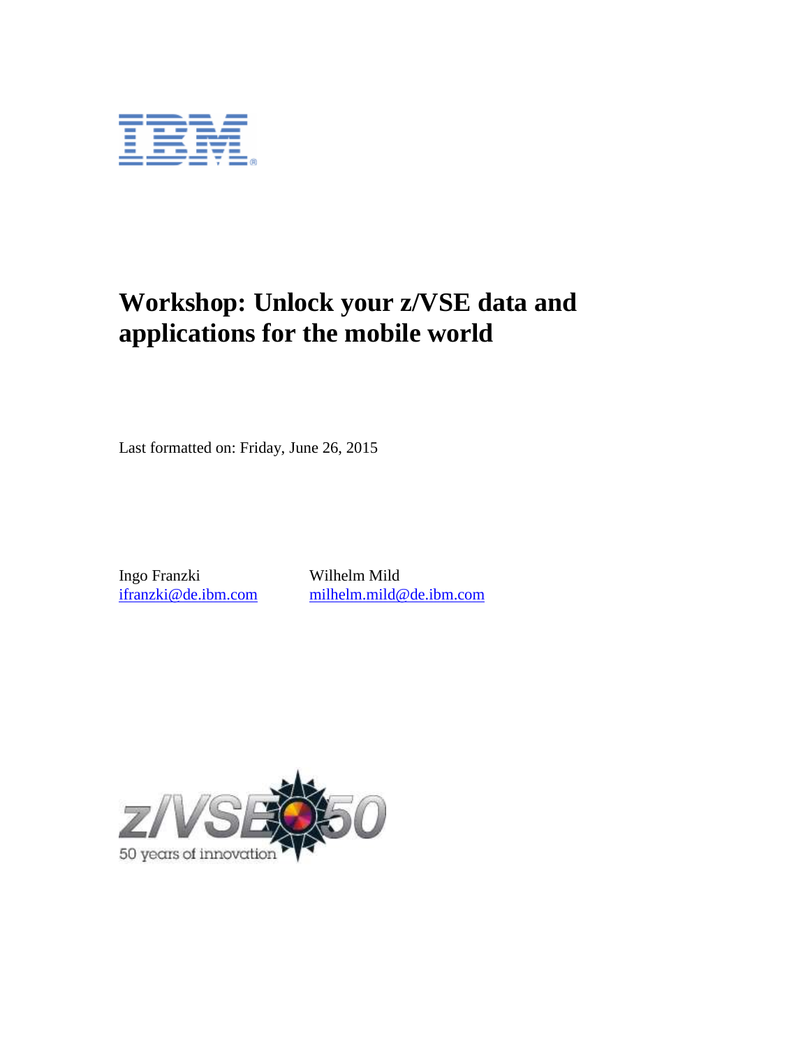# Workshop: Unlock your z/VSE data and applications for the mobile world

Last formatted on: Friday, June 26, 2015

Ingo Franzki
ifranzki@de.ibm.com

Wilhelm Mild
milhelm.mild@de.ibm.com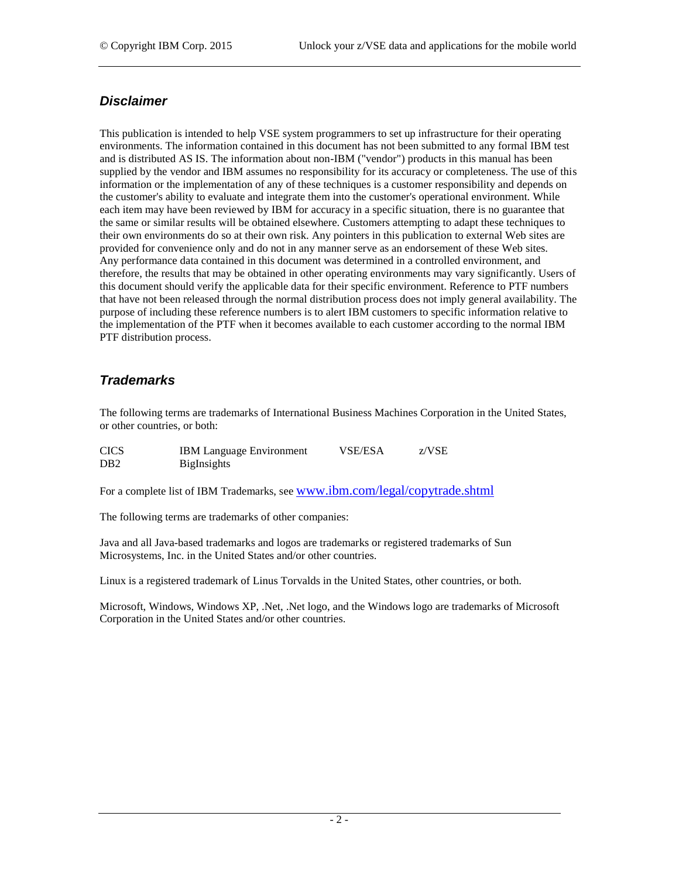## *Disclaimer*

This publication is intended to help VSE system programmers to set up infrastructure for their operating environments. The information contained in this document has not been submitted to any formal IBM test and is distributed AS IS. The information about non-IBM ("vendor") products in this manual has been supplied by the vendor and IBM assumes no responsibility for its accuracy or completeness. The use of this information or the implementation of any of these techniques is a customer responsibility and depends on the customer's ability to evaluate and integrate them into the customer's operational environment. While each item may have been reviewed by IBM for accuracy in a specific situation, there is no guarantee that the same or similar results will be obtained elsewhere. Customers attempting to adapt these techniques to their own environments do so at their own risk. Any pointers in this publication to external Web sites are provided for convenience only and do not in any manner serve as an endorsement of these Web sites. Any performance data contained in this document was determined in a controlled environment, and therefore, the results that may be obtained in other operating environments may vary significantly. Users of this document should verify the applicable data for their specific environment. Reference to PTF numbers that have not been released through the normal distribution process does not imply general availability. The purpose of including these reference numbers is to alert IBM customers to specific information relative to the implementation of the PTF when it becomes available to each customer according to the normal IBM PTF distribution process.

## *Trademarks*

The following terms are trademarks of International Business Machines Corporation in the United States, or other countries, or both:

| | | | |
|---|---|---|---|
| CICS | IBM Language Environment | VSE/ESA | z/VSE |
| DB2 | BigInsights | | |

For a complete list of IBM Trademarks, see www.ibm.com/legal/copytrade.shtml

The following terms are trademarks of other companies:

Java and all Java-based trademarks and logos are trademarks or registered trademarks of Sun Microsystems, Inc. in the United States and/or other countries.

Linux is a registered trademark of Linus Torvalds in the United States, other countries, or both.

Microsoft, Windows, Windows XP, .Net, .Net logo, and the Windows logo are trademarks of Microsoft Corporation in the United States and/or other countries.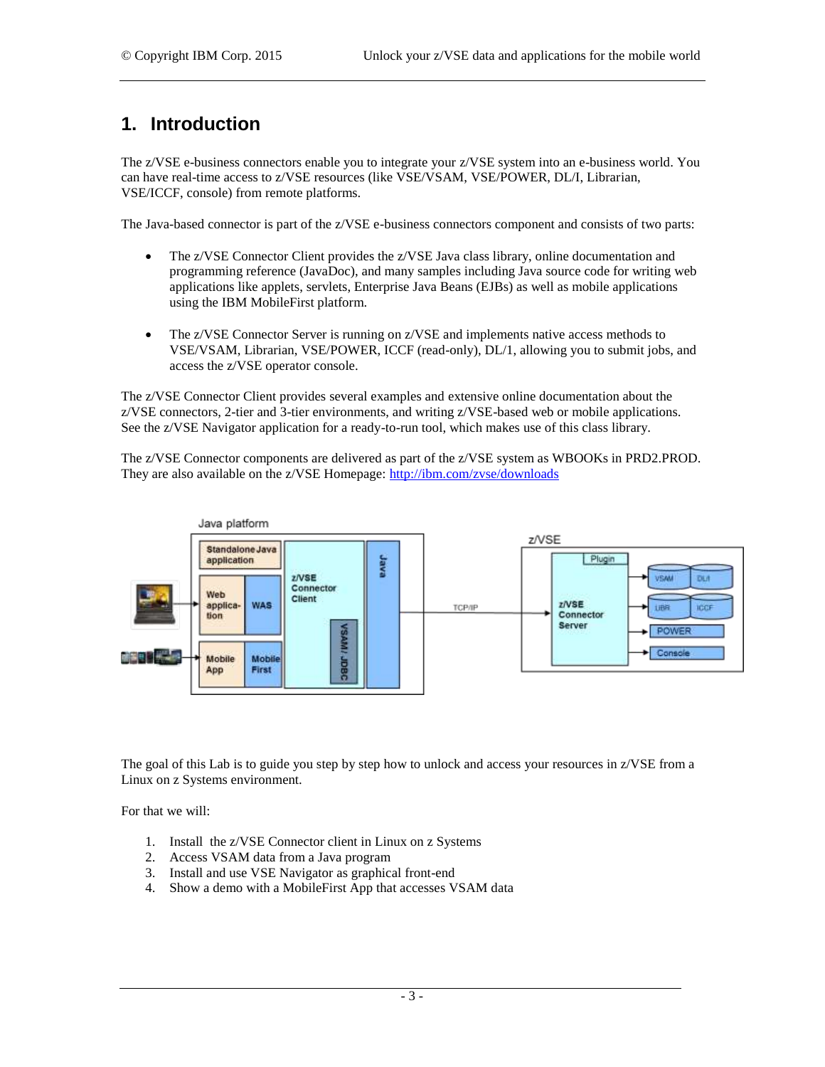# 1. Introduction

The z/VSE e-business connectors enable you to integrate your z/VSE system into an e-business world. You can have real-time access to z/VSE resources (like VSE/VSAM, VSE/POWER, DL/I, Librarian, VSE/ICCF, console) from remote platforms.

The Java-based connector is part of the z/VSE e-business connectors component and consists of two parts:

- The z/VSE Connector Client provides the z/VSE Java class library, online documentation and programming reference (JavaDoc), and many samples including Java source code for writing web applications like applets, servlets, Enterprise Java Beans (EJBs) as well as mobile applications using the IBM MobileFirst platform.

- The z/VSE Connector Server is running on z/VSE and implements native access methods to VSE/VSAM, Librarian, VSE/POWER, ICCF (read-only), DL/1, allowing you to submit jobs, and access the z/VSE operator console.

The z/VSE Connector Client provides several examples and extensive online documentation about the z/VSE connectors, 2-tier and 3-tier environments, and writing z/VSE-based web or mobile applications. See the z/VSE Navigator application for a ready-to-run tool, which makes use of this class library.

The z/VSE Connector components are delivered as part of the z/VSE system as WBOOKs in PRD2.PROD. They are also available on the z/VSE Homepage: http://ibm.com/zvse/downloads

The goal of this Lab is to guide you step by step how to unlock and access your resources in z/VSE from a Linux on z Systems environment.

For that we will:

1. Install the z/VSE Connector client in Linux on z Systems
2. Access VSAM data from a Java program
3. Install and use VSE Navigator as graphical front-end
4. Show a demo with a MobileFirst App that accesses VSAM data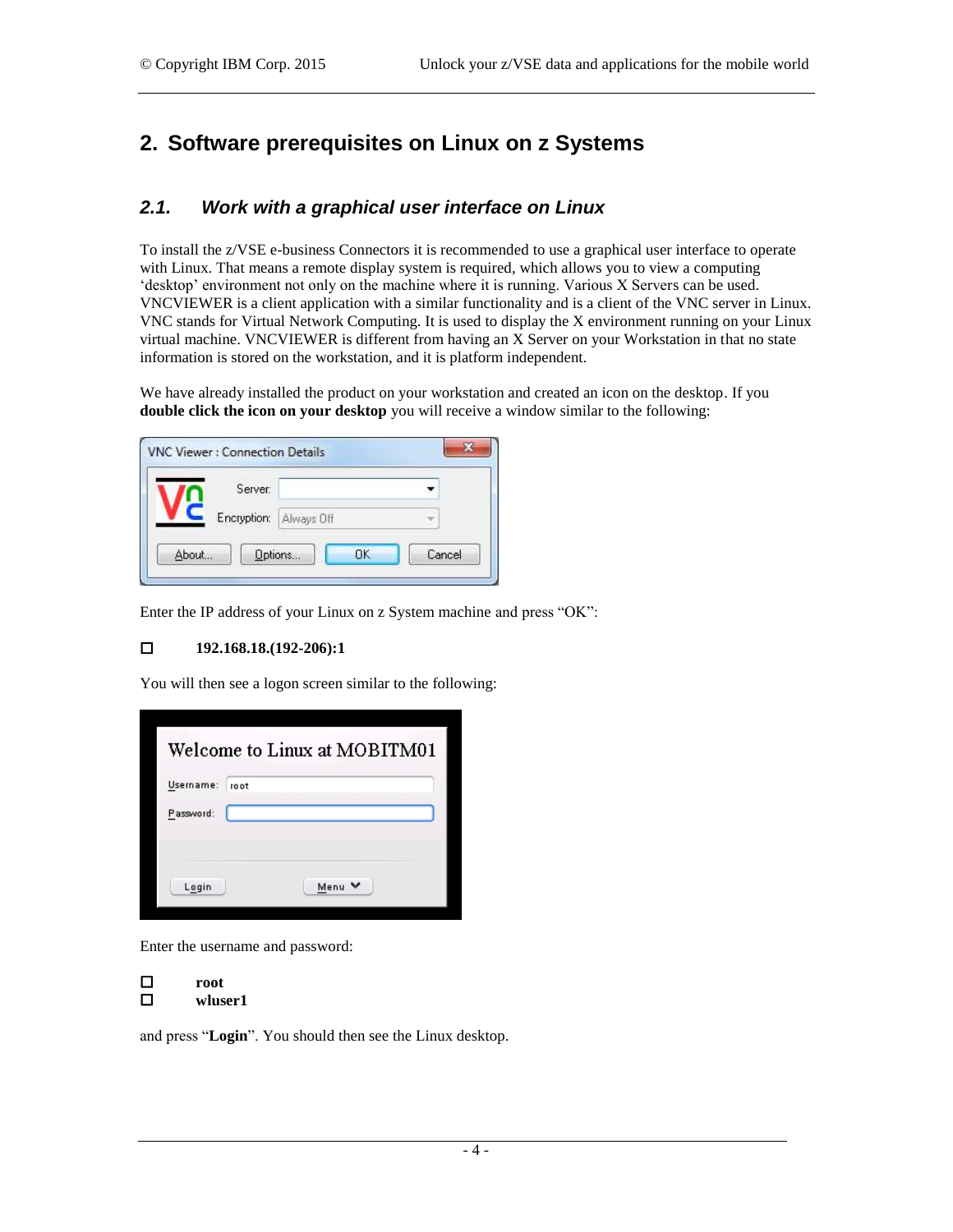# 2. Software prerequisites on Linux on z Systems

## *2.1. Work with a graphical user interface on Linux*

To install the z/VSE e-business Connectors it is recommended to use a graphical user interface to operate with Linux. That means a remote display system is required, which allows you to view a computing 'desktop' environment not only on the machine where it is running. Various X Servers can be used. VNCVIEWER is a client application with a similar functionality and is a client of the VNC server in Linux. VNC stands for Virtual Network Computing. It is used to display the X environment running on your Linux virtual machine. VNCVIEWER is different from having an X Server on your Workstation in that no state information is stored on the workstation, and it is platform independent.

We have already installed the product on your workstation and created an icon on the desktop. If you **double click the icon on your desktop** you will receive a window similar to the following:

Enter the IP address of your Linux on z System machine and press "OK":

- ☐ **192.168.18.(192-206):1**

You will then see a logon screen similar to the following:

Enter the username and password:

- ☐ **root**
- ☐ **wluser1**

and press "**Login**". You should then see the Linux desktop.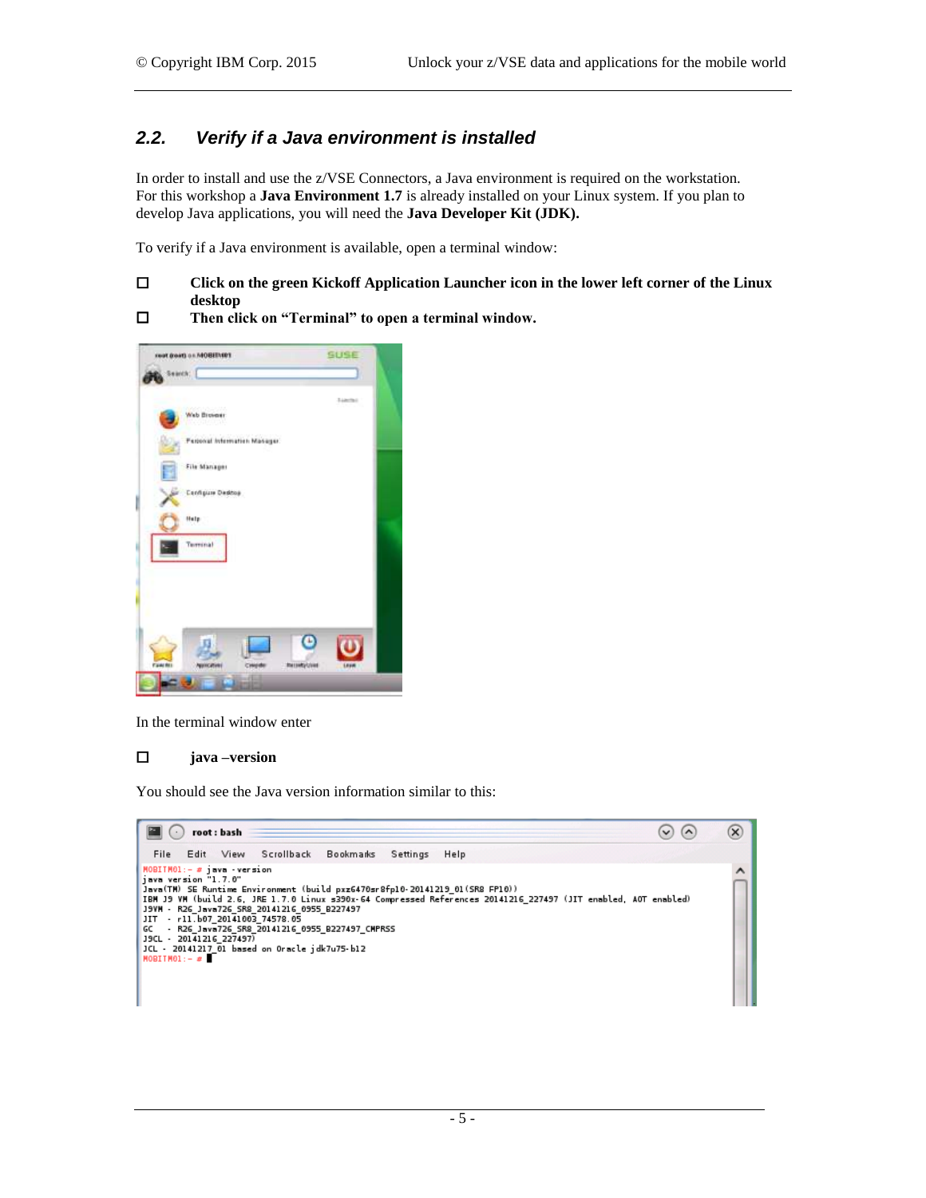## 2.2. *Verify if a Java environment is installed*

In order to install and use the z/VSE Connectors, a Java environment is required on the workstation. For this workshop a **Java Environment 1.7** is already installed on your Linux system. If you plan to develop Java applications, you will need the **Java Developer Kit (JDK).**

To verify if a Java environment is available, open a terminal window:

- ☐ **Click on the green Kickoff Application Launcher icon in the lower left corner of the Linux desktop**
- ☐ **Then click on "Terminal" to open a terminal window.**

In the terminal window enter

- ☐ **java –version**

You should see the Java version information similar to this:

```
MOBITM01:~ # java -version
java version "1.7.0"
Java(TM) SE Runtime Environment (build pxz6470sr8fp10-20141219_01(SR8 FP10))
IBM J9 VM (build 2.6, JRE 1.7.0 Linux s390x-64 Compressed References 20141216_227497 (JIT enabled, AOT enabled)
J9VM - R26_Java726_SR8_20141216_0955_B227497
JIT  - r11.b07_20141003_74578.05
GC   - R26_Java726_SR8_20141216_0955_B227497_CMPRSS
J9CL - 20141216_227497)
JCL - 20141217_01 based on Oracle jdk7u75-b12
MOBITM01:~ #
```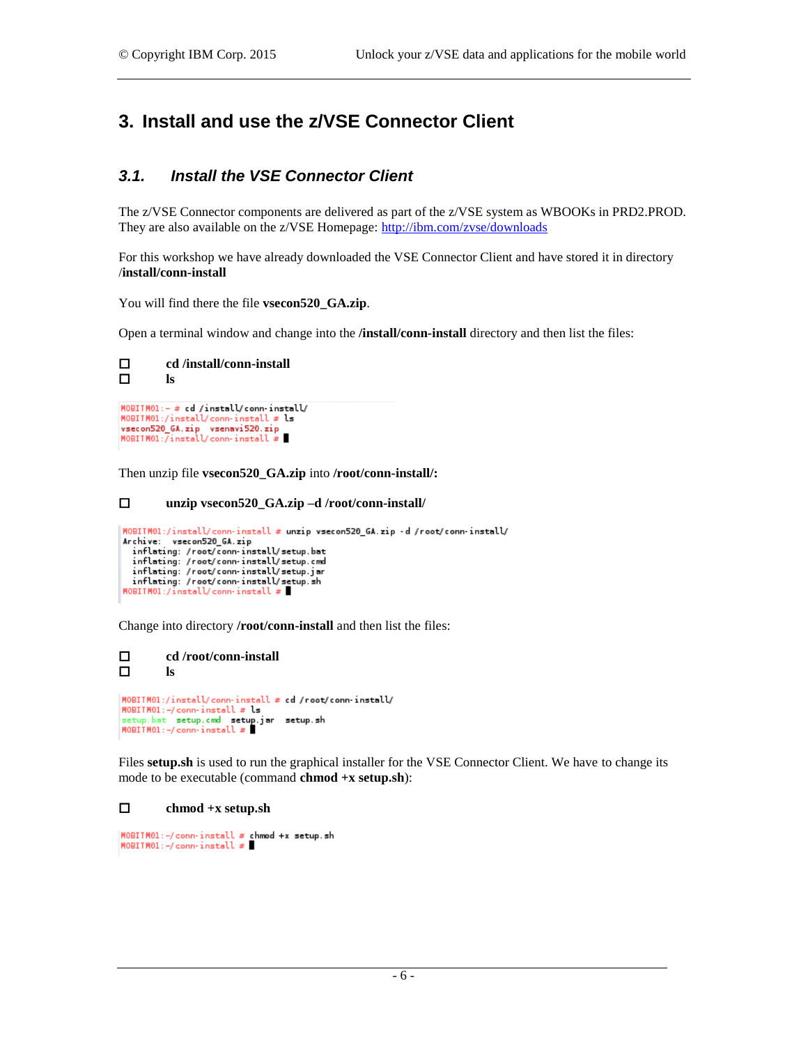# 3. Install and use the z/VSE Connector Client

## 3.1. *Install the VSE Connector Client*

The z/VSE Connector components are delivered as part of the z/VSE system as WBOOKs in PRD2.PROD. They are also available on the z/VSE Homepage: http://ibm.com/zvse/downloads

For this workshop we have already downloaded the VSE Connector Client and have stored it in directory **/install/conn-install**

You will find there the file **vsecon520_GA.zip**.

Open a terminal window and change into the **/install/conn-install** directory and then list the files:

- ☐ **cd /install/conn-install**
- ☐ **ls**

```
MOBITM01:~ # cd /install/conn-install/
MOBITM01:/install/conn-install # ls
vsecon520_GA.zip  vsenavi520.zip
MOBITM01:/install/conn-install #
```

Then unzip file **vsecon520_GA.zip** into **/root/conn-install/:**

- ☐ **unzip vsecon520_GA.zip –d /root/conn-install/**

```
MOBITM01:/install/conn-install # unzip vsecon520_GA.zip -d /root/conn-install/
Archive:  vsecon520_GA.zip
  inflating: /root/conn-install/setup.bat
  inflating: /root/conn-install/setup.cmd
  inflating: /root/conn-install/setup.jar
  inflating: /root/conn-install/setup.sh
MOBITM01:/install/conn-install #
```

Change into directory **/root/conn-install** and then list the files:

- ☐ **cd /root/conn-install**
- ☐ **ls**

```
MOBITM01:/install/conn-install # cd /root/conn-install/
MOBITM01:~/conn-install # ls
setup.bat  setup.cmd  setup.jar  setup.sh
MOBITM01:~/conn-install #
```

Files **setup.sh** is used to run the graphical installer for the VSE Connector Client. We have to change its mode to be executable (command **chmod +x setup.sh**):

- ☐ **chmod +x setup.sh**

```
MOBITM01:~/conn-install # chmod +x setup.sh
MOBITM01:~/conn-install #
```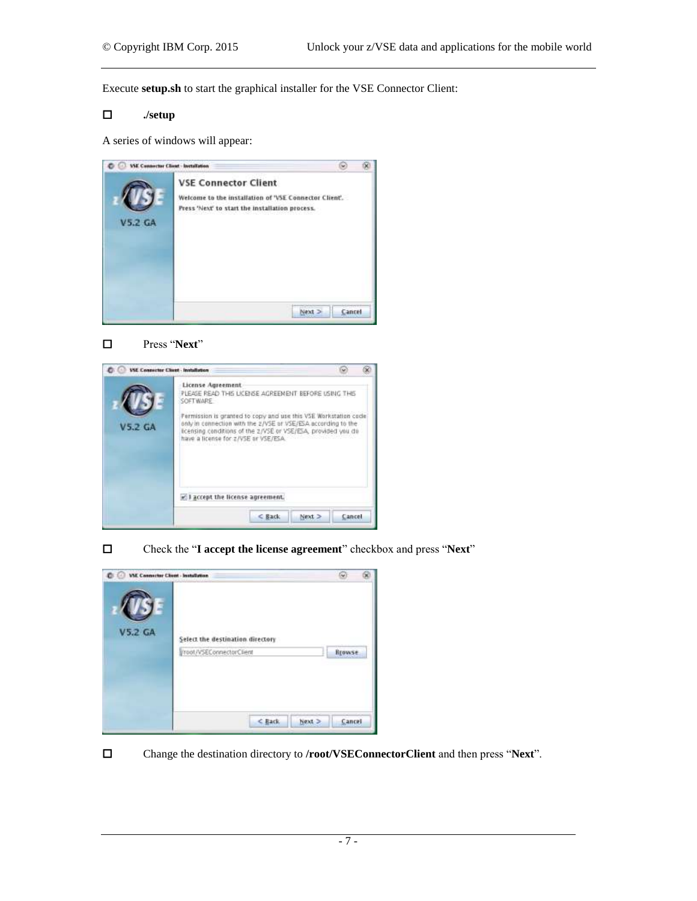Execute **setup.sh** to start the graphical installer for the VSE Connector Client:

- ☐ **./setup**

A series of windows will appear:

- ☐ Press "**Next**"

- ☐ Check the "**I accept the license agreement**" checkbox and press "**Next**"

- ☐ Change the destination directory to **/root/VSEConnectorClient** and then press "**Next**".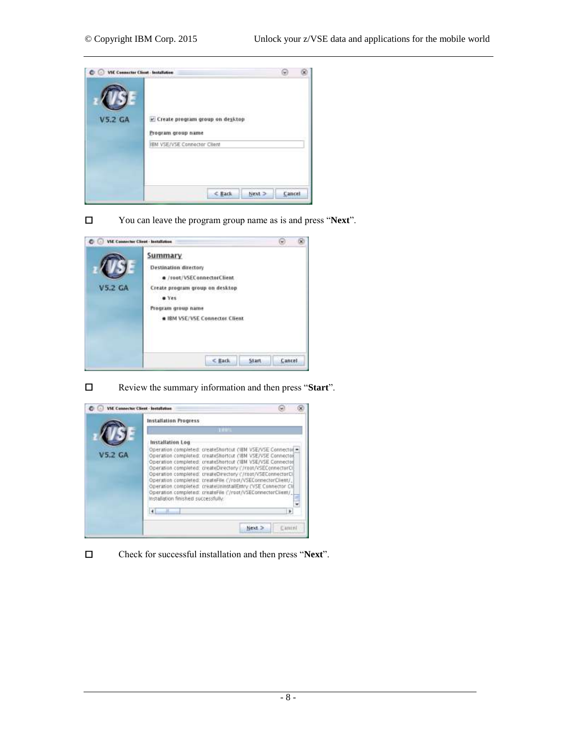- [ ] You can leave the program group name as is and press "**Next**".

- [ ] Review the summary information and then press "**Start**".

- [ ] Check for successful installation and then press "**Next**".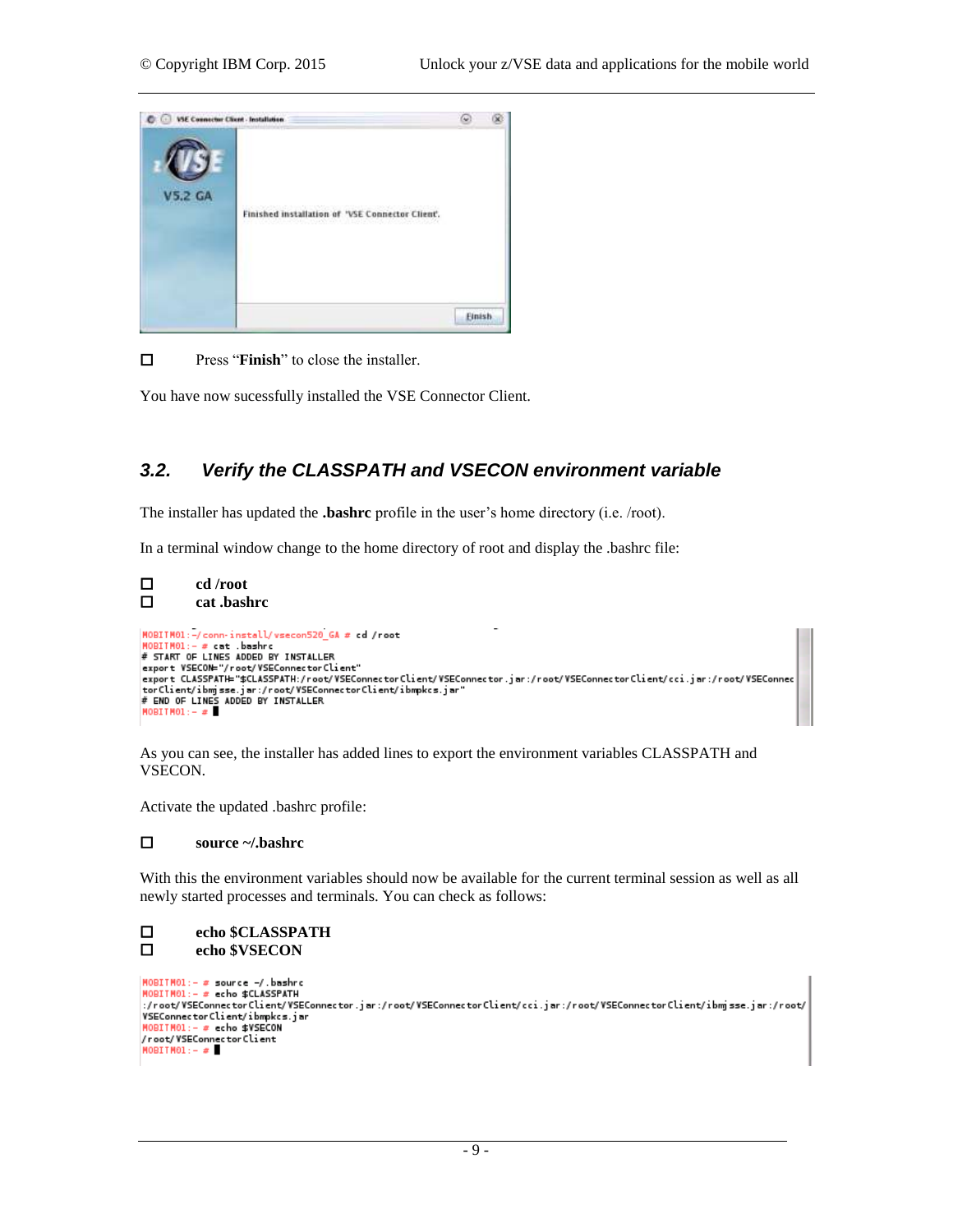- [ ] Press "**Finish**" to close the installer.

You have now sucessfully installed the VSE Connector Client.

## 3.2. *Verify the CLASSPATH and VSECON environment variable*

The installer has updated the **.bashrc** profile in the user's home directory (i.e. /root).

In a terminal window change to the home directory of root and display the .bashrc file:

- [ ] **cd /root**
- [ ] **cat .bashrc**

```
MOBITM01:~/conn-install/vsecon520_GA # cd /root
MOBITM01:~ # cat .bashrc
# START OF LINES ADDED BY INSTALLER
export VSECON="/root/VSEConnectorClient"
export CLASSPATH="$CLASSPATH:/root/VSEConnectorClient/VSEConnector.jar:/root/VSEConnectorClient/cci.jar:/root/VSEConnectorClient/ibmjsse.jar:/root/VSEConnectorClient/ibmpkcs.jar"
# END OF LINES ADDED BY INSTALLER
MOBITM01:~ #
```

As you can see, the installer has added lines to export the environment variables CLASSPATH and VSECON.

Activate the updated .bashrc profile:

- [ ] **source ~/.bashrc**

With this the environment variables should now be available for the current terminal session as well as all newly started processes and terminals. You can check as follows:

- [ ] **echo $CLASSPATH**
- [ ] **echo $VSECON**

```
MOBITM01:~ # source ~/.bashrc
MOBITM01:~ # echo $CLASSPATH
:/root/VSEConnectorClient/VSEConnector.jar:/root/VSEConnectorClient/cci.jar:/root/VSEConnectorClient/ibmjsse.jar:/root/VSEConnectorClient/ibmpkcs.jar
MOBITM01:~ # echo $VSECON
/root/VSEConnectorClient
MOBITM01:~ #
```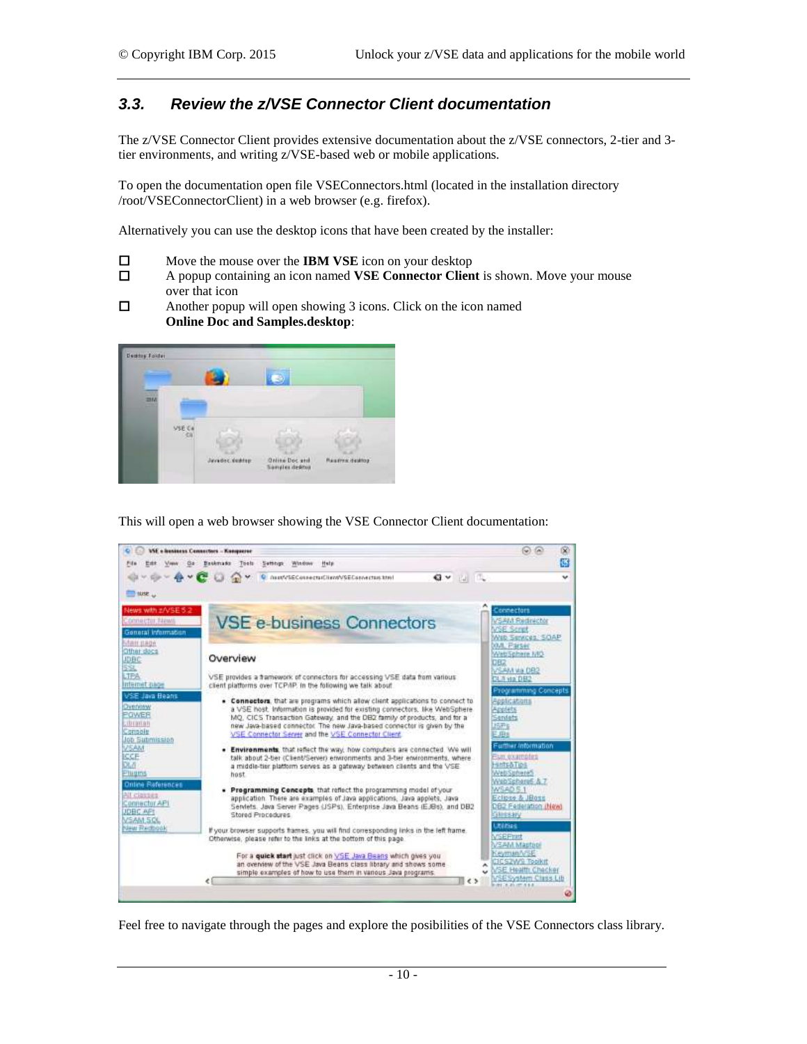## 3.3. Review the z/VSE Connector Client documentation

The z/VSE Connector Client provides extensive documentation about the z/VSE connectors, 2-tier and 3-tier environments, and writing z/VSE-based web or mobile applications.

To open the documentation open file VSEConnectors.html (located in the installation directory /root/VSEConnectorClient) in a web browser (e.g. firefox).

Alternatively you can use the desktop icons that have been created by the installer:

- ☐ Move the mouse over the **IBM VSE** icon on your desktop
- ☐ A popup containing an icon named **VSE Connector Client** is shown. Move your mouse over that icon
- ☐ Another popup will open showing 3 icons. Click on the icon named **Online Doc and Samples.desktop**:

This will open a web browser showing the VSE Connector Client documentation:

Feel free to navigate through the pages and explore the posibilities of the VSE Connectors class library.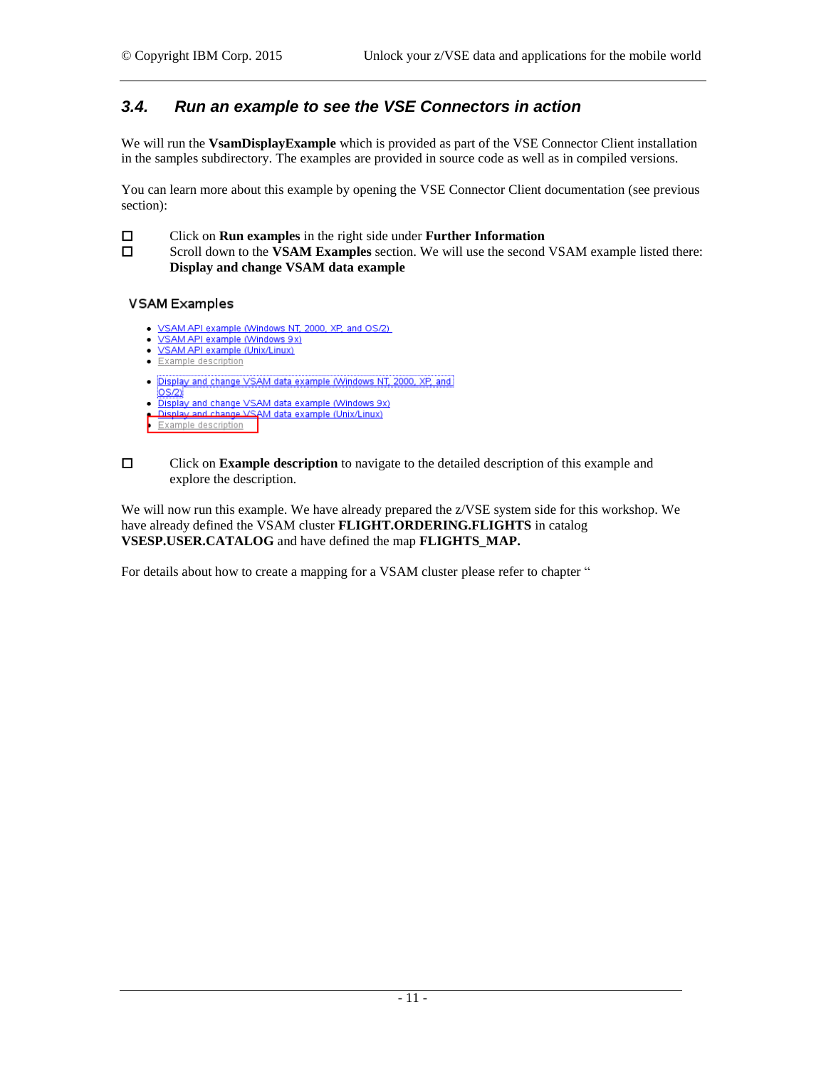## 3.4. Run an example to see the VSE Connectors in action

We will run the **VsamDisplayExample** which is provided as part of the VSE Connector Client installation in the samples subdirectory. The examples are provided in source code as well as in compiled versions.

You can learn more about this example by opening the VSE Connector Client documentation (see previous section):

- ☐ Click on **Run examples** in the right side under **Further Information**
- ☐ Scroll down to the **VSAM Examples** section. We will use the second VSAM example listed there: **Display and change VSAM data example**

**VSAM Examples**

- VSAM API example (Windows NT, 2000, XP, and OS/2)
- VSAM API example (Windows 9x)
- VSAM API example (Unix/Linux)
- Example description

- Display and change VSAM data example (Windows NT, 2000, XP, and OS/2)
- Display and change VSAM data example (Windows 9x)
- Display and change VSAM data example (Unix/Linux)
- Example description

- ☐ Click on **Example description** to navigate to the detailed description of this example and explore the description.

We will now run this example. We have already prepared the z/VSE system side for this workshop. We have already defined the VSAM cluster **FLIGHT.ORDERING.FLIGHTS** in catalog **VSESP.USER.CATALOG** and have defined the map **FLIGHTS_MAP.**

For details about how to create a mapping for a VSAM cluster please refer to chapter "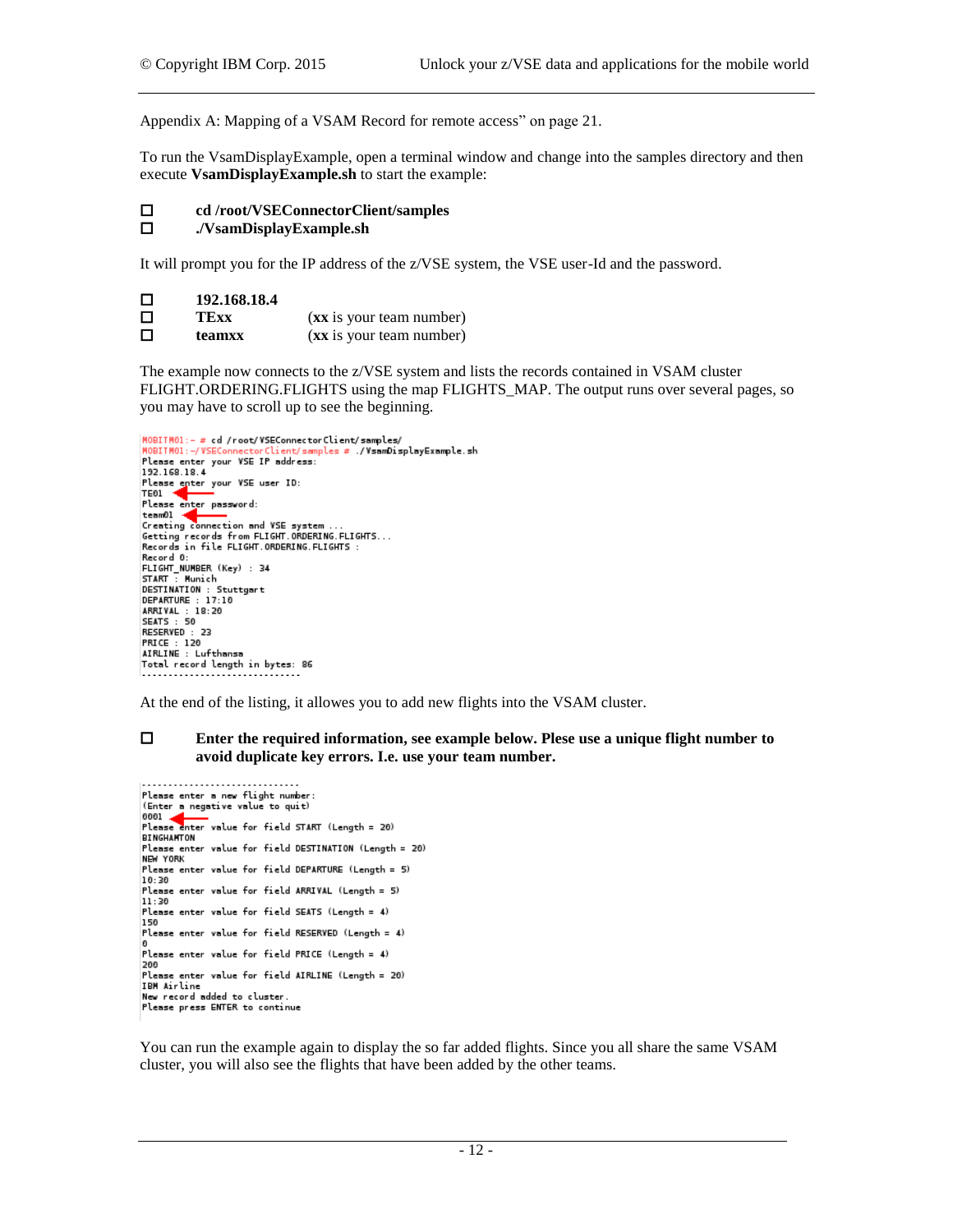Appendix A: Mapping of a VSAM Record for remote access" on page 21.

To run the VsamDisplayExample, open a terminal window and change into the samples directory and then execute **VsamDisplayExample.sh** to start the example:

- ☐ **cd /root/VSEConnectorClient/samples**
- ☐ **./VsamDisplayExample.sh**

It will prompt you for the IP address of the z/VSE system, the VSE user-Id and the password.

- ☐ **192.168.18.4**
- ☐ **TExx** (**xx** is your team number)
- ☐ **teamxx** (**xx** is your team number)

The example now connects to the z/VSE system and lists the records contained in VSAM cluster FLIGHT.ORDERING.FLIGHTS using the map FLIGHTS_MAP. The output runs over several pages, so you may have to scroll up to see the beginning.

```
MOBITM01:~ # cd /root/VSEConnectorClient/samples/
MOBITM01:~/VSEConnectorClient/samples # ./VsamDisplayExample.sh
Please enter your VSE IP address:
192.168.18.4
Please enter your VSE user ID:
TE01
Please enter password:
team01
Creating connection and VSE system ...
Getting records from FLIGHT.ORDERING.FLIGHTS...
Records in file FLIGHT.ORDERING.FLIGHTS :
Record 0:
FLIGHT_NUMBER (Key) : 34
START : Munich
DESTINATION : Stuttgart
DEPARTURE : 17:10
ARRIVAL : 18:20
SEATS : 50
RESERVED : 23
PRICE : 120
AIRLINE : Lufthansa
Total record length in bytes: 86
------------------------------
```

At the end of the listing, it allowes you to add new flights into the VSAM cluster.

- ☐ **Enter the required information, see example below. Plese use a unique flight number to avoid duplicate key errors. I.e. use your team number.**

```
------------------------------
Please enter a new flight number:
(Enter a negative value to quit)
0001
Please enter value for field START (Length = 20)
BINGHAMTON
Please enter value for field DESTINATION (Length = 20)
NEW YORK
Please enter value for field DEPARTURE (Length = 5)
10:30
Please enter value for field ARRIVAL (Length = 5)
11:30
Please enter value for field SEATS (Length = 4)
150
Please enter value for field RESERVED (Length = 4)
0
Please enter value for field PRICE (Length = 4)
200
Please enter value for field AIRLINE (Length = 20)
IBM Airline
New record added to cluster.
Please press ENTER to continue
```

You can run the example again to display the so far added flights. Since you all share the same VSAM cluster, you will also see the flights that have been added by the other teams.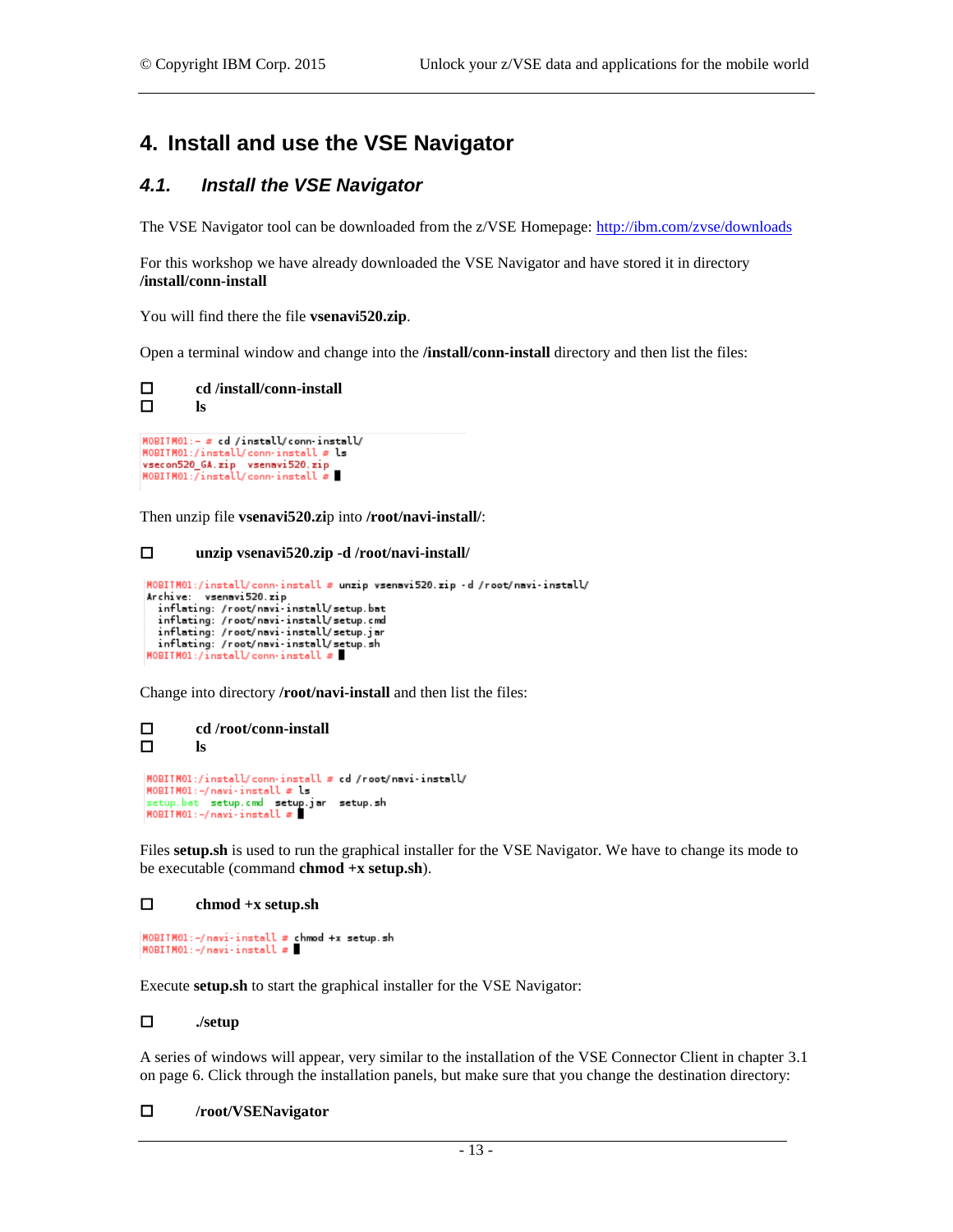# 4. Install and use the VSE Navigator

## *4.1. Install the VSE Navigator*

The VSE Navigator tool can be downloaded from the z/VSE Homepage: [http://ibm.com/zvse/downloads](http://ibm.com/zvse/downloads)

For this workshop we have already downloaded the VSE Navigator and have stored it in directory **/install/conn-install**

You will find there the file **vsenavi520.zip**.

Open a terminal window and change into the **/install/conn-install** directory and then list the files:

- ☐ **cd /install/conn-install**
- ☐ **ls**

```
MOBITM01:~ # cd /install/conn-install/
MOBITM01:/install/conn-install # ls
vsecon520_GA.zip  vsenavi520.zip
MOBITM01:/install/conn-install #
```

Then unzip file **vsenavi520.zi**p into **/root/navi-install/**:

- ☐ **unzip vsenavi520.zip -d /root/navi-install/**

```
MOBITM01:/install/conn-install # unzip vsenavi520.zip -d /root/navi-install/
Archive:  vsenavi520.zip
  inflating: /root/navi-install/setup.bat
  inflating: /root/navi-install/setup.cmd
  inflating: /root/navi-install/setup.jar
  inflating: /root/navi-install/setup.sh
MOBITM01:/install/conn-install #
```

Change into directory **/root/navi-install** and then list the files:

- ☐ **cd /root/conn-install**
- ☐ **ls**

```
MOBITM01:/install/conn-install # cd /root/navi-install/
MOBITM01:~/navi-install # ls
setup.bat  setup.cmd  setup.jar  setup.sh
MOBITM01:~/navi-install #
```

Files **setup.sh** is used to run the graphical installer for the VSE Navigator. We have to change its mode to be executable (command **chmod +x setup.sh**).

- ☐ **chmod +x setup.sh**

```
MOBITM01:~/navi-install # chmod +x setup.sh
MOBITM01:~/navi-install #
```

Execute **setup.sh** to start the graphical installer for the VSE Navigator:

- ☐ **./setup**

A series of windows will appear, very similar to the installation of the VSE Connector Client in chapter 3.1 on page 6. Click through the installation panels, but make sure that you change the destination directory:

- ☐ **/root/VSENavigator**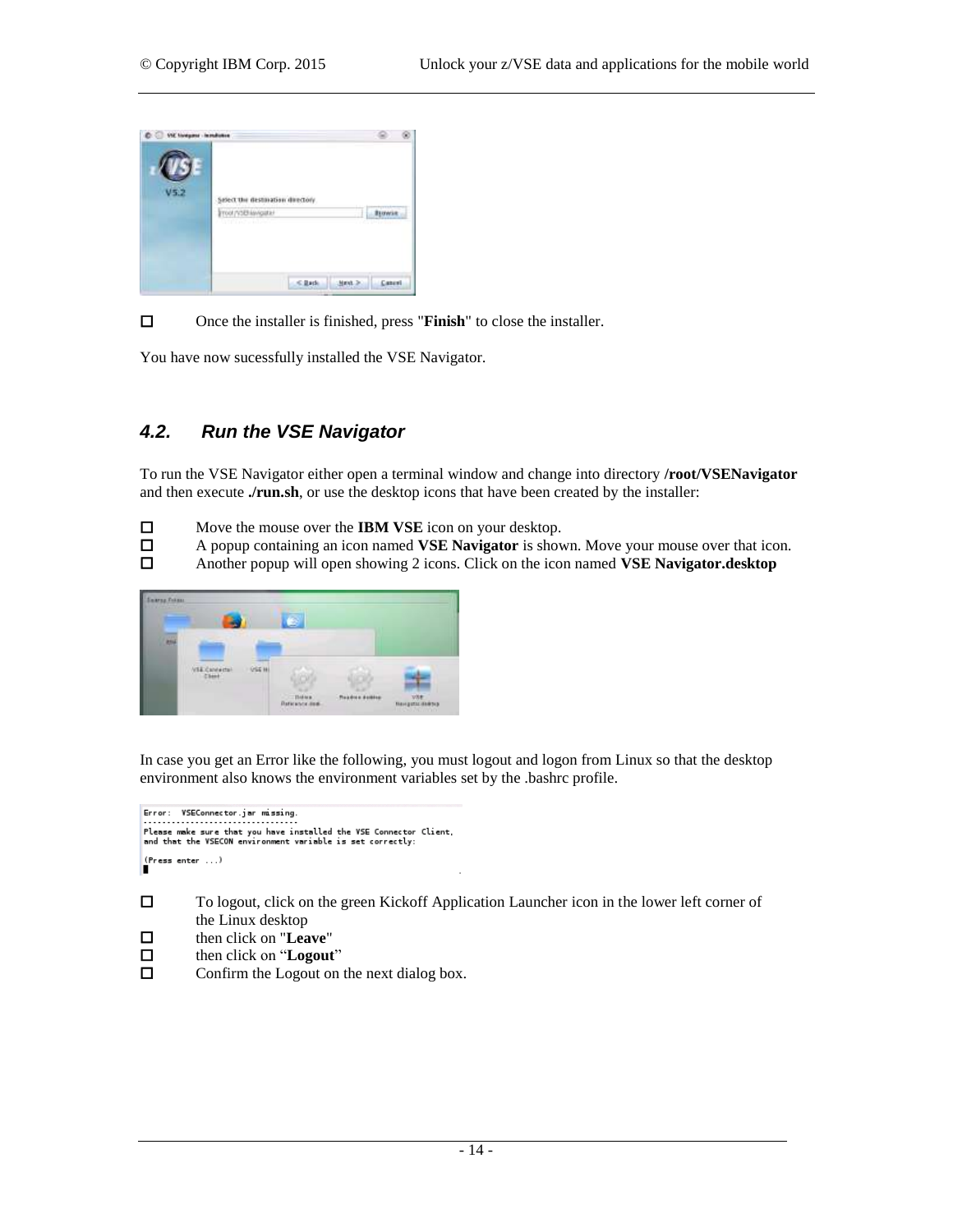- ☐ Once the installer is finished, press "**Finish**" to close the installer.

You have now sucessfully installed the VSE Navigator.

### 4.2. Run the VSE Navigator

To run the VSE Navigator either open a terminal window and change into directory **/root/VSENavigator** and then execute **./run.sh**, or use the desktop icons that have been created by the installer:

- ☐ Move the mouse over the **IBM VSE** icon on your desktop.
- ☐ A popup containing an icon named **VSE Navigator** is shown. Move your mouse over that icon.
- ☐ Another popup will open showing 2 icons. Click on the icon named **VSE Navigator.desktop**

In case you get an Error like the following, you must logout and logon from Linux so that the desktop environment also knows the environment variables set by the .bashrc profile.

```
Error:  VSEConnector.jar missing.
---------------------------------
Please make sure that you have installed the VSE Connector Client,
and that the VSECON environment variable is set correctly:

(Press enter ...)
```

- ☐ To logout, click on the green Kickoff Application Launcher icon in the lower left corner of the Linux desktop
- ☐ then click on "**Leave**"
- ☐ then click on "**Logout**"
- ☐ Confirm the Logout on the next dialog box.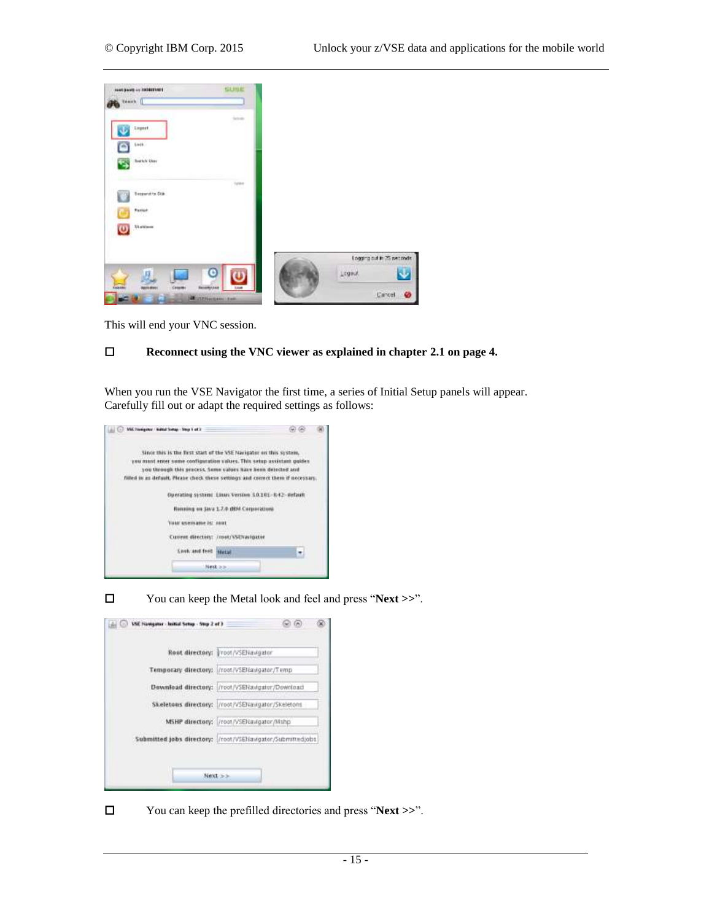This will end your VNC session.

☐ **Reconnect using the VNC viewer as explained in chapter 2.1 on page 4.**

When you run the VSE Navigator the first time, a series of Initial Setup panels will appear. Carefully fill out or adapt the required settings as follows:

☐ You can keep the Metal look and feel and press “**Next >>**”.

☐ You can keep the prefilled directories and press “**Next >>**”.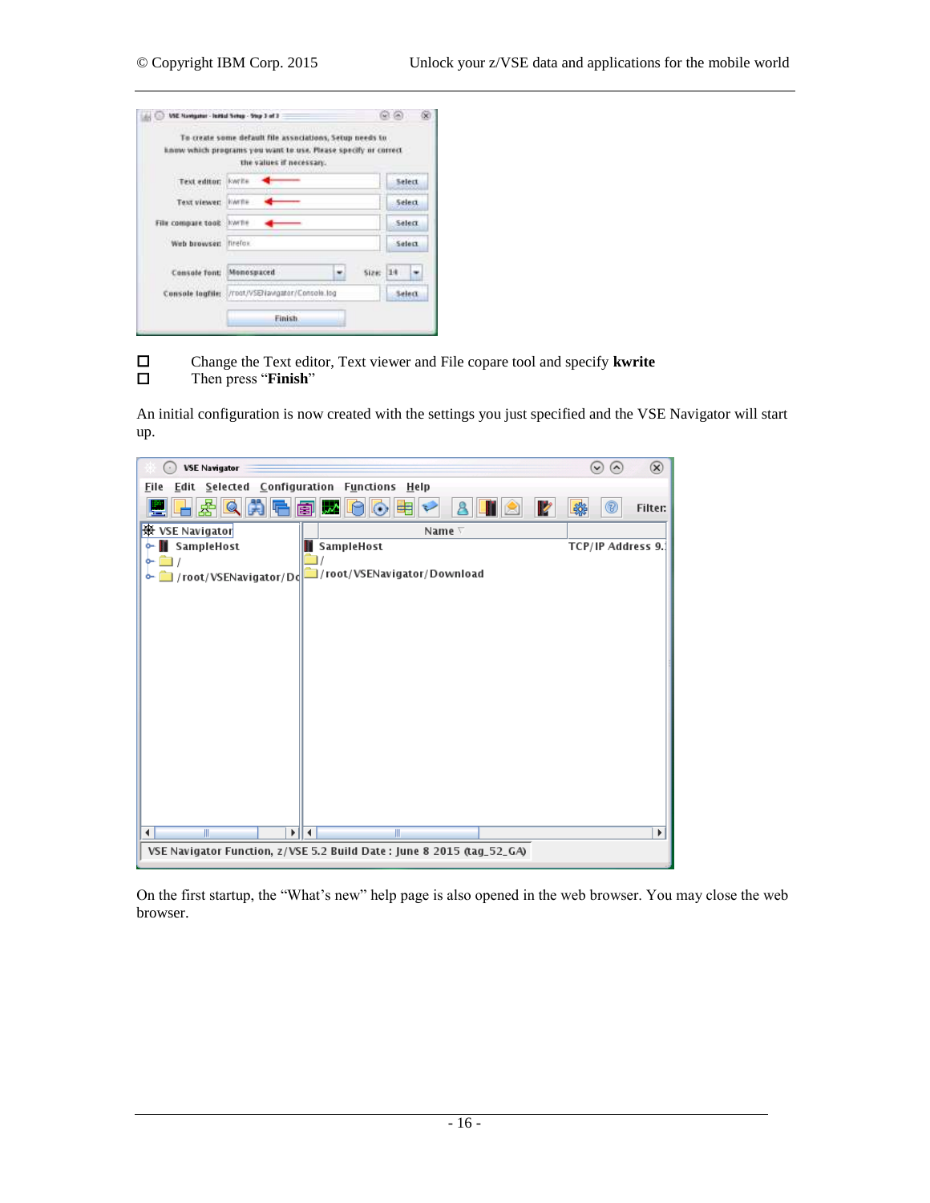- ☐ Change the Text editor, Text viewer and File copare tool and specify **kwrite**
- ☐ Then press “**Finish**”

An initial configuration is now created with the settings you just specified and the VSE Navigator will start up.

On the first startup, the “What’s new” help page is also opened in the web browser. You may close the web browser.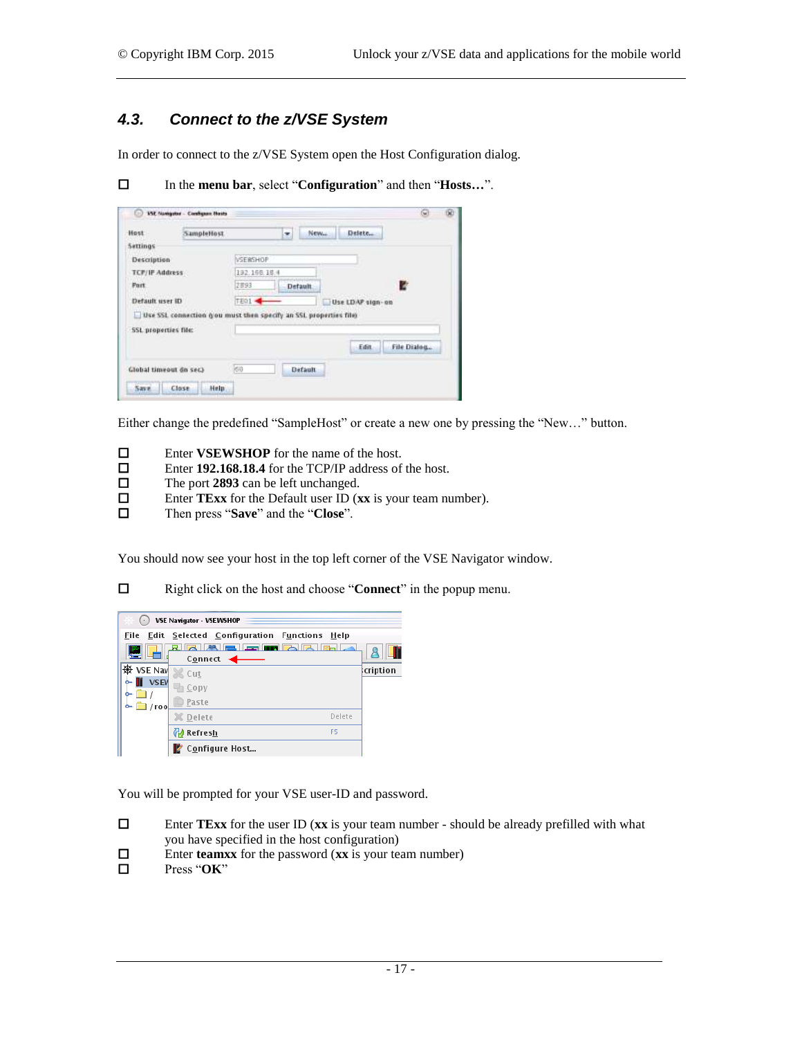## 4.3. Connect to the z/VSE System

In order to connect to the z/VSE System open the Host Configuration dialog.

- ☐ In the **menu bar**, select "**Configuration**" and then "**Hosts…**".

Either change the predefined "SampleHost" or create a new one by pressing the "New…" button.

- ☐ Enter **VSEWSHOP** for the name of the host.
- ☐ Enter **192.168.18.4** for the TCP/IP address of the host.
- ☐ The port **2893** can be left unchanged.
- ☐ Enter **TExx** for the Default user ID (**xx** is your team number).
- ☐ Then press "**Save**" and the "**Close**".

You should now see your host in the top left corner of the VSE Navigator window.

- ☐ Right click on the host and choose "**Connect**" in the popup menu.

You will be prompted for your VSE user-ID and password.

- ☐ Enter **TExx** for the user ID (**xx** is your team number - should be already prefilled with what you have specified in the host configuration)
- ☐ Enter **teamxx** for the password (**xx** is your team number)
- ☐ Press "**OK**"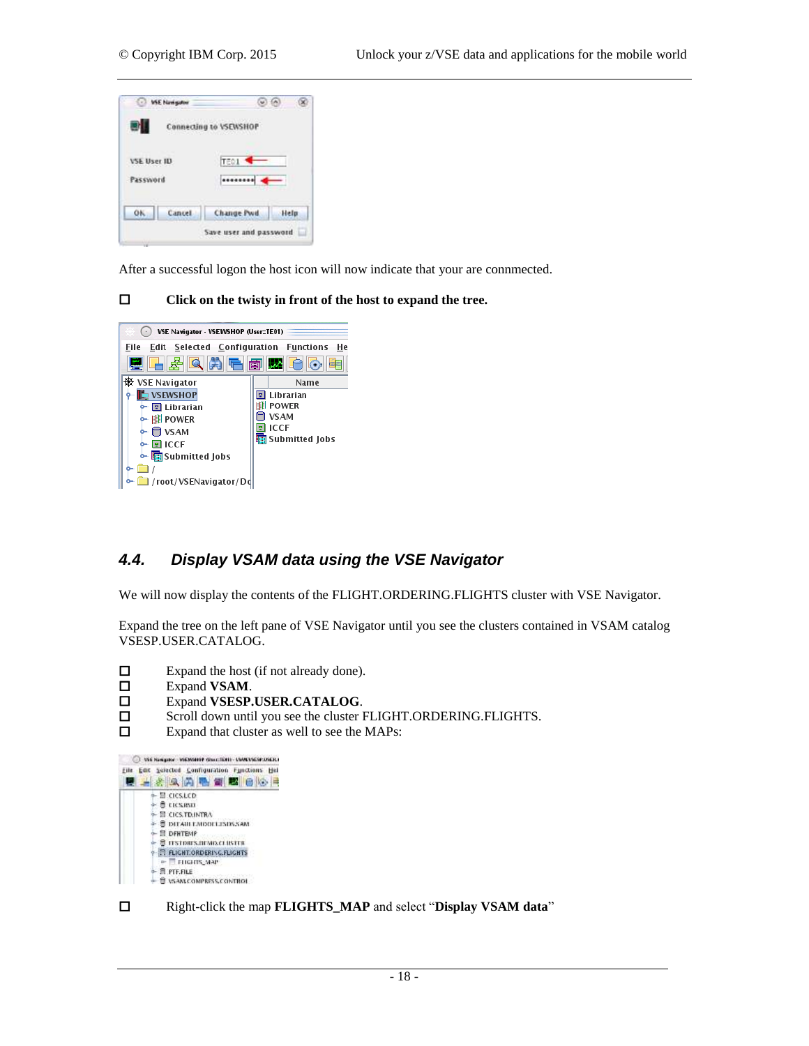After a successful logon the host icon will now indicate that your are conmmected.

☐ **Click on the twisty in front of the host to expand the tree.**

## 4.4. Display VSAM data using the VSE Navigator

We will now display the contents of the FLIGHT.ORDERING.FLIGHTS cluster with VSE Navigator.

Expand the tree on the left pane of VSE Navigator until you see the clusters contained in VSAM catalog VSESP.USER.CATALOG.

☐ Expand the host (if not already done).
☐ Expand **VSAM**.
☐ Expand **VSESP.USER.CATALOG**.
☐ Scroll down until you see the cluster FLIGHT.ORDERING.FLIGHTS.
☐ Expand that cluster as well to see the MAPs:

☐ Right-click the map **FLIGHTS_MAP** and select "**Display VSAM data**"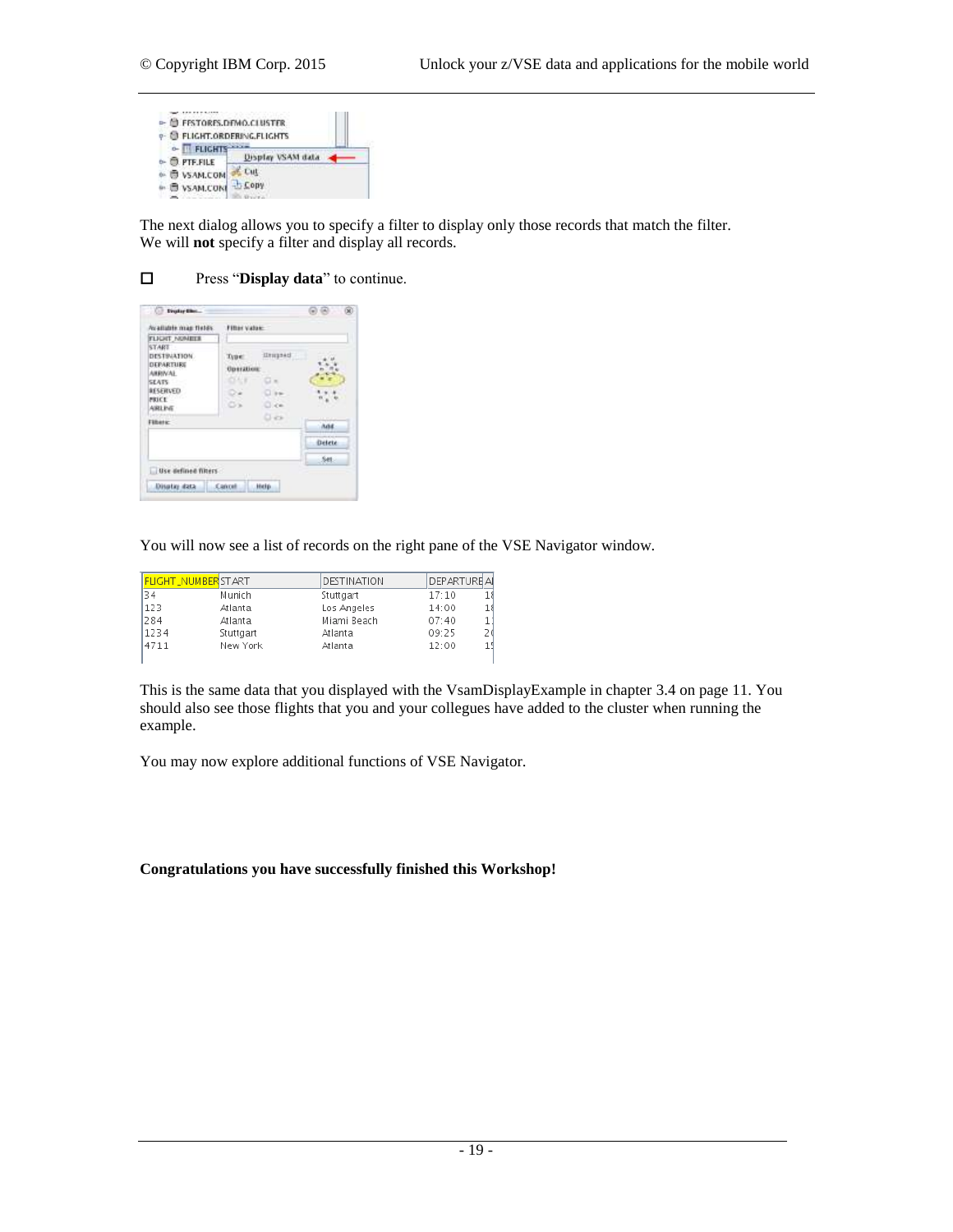The next dialog allows you to specify a filter to display only those records that match the filter. We will **not** specify a filter and display all records.

☐ Press "**Display data**" to continue.

You will now see a list of records on the right pane of the VSE Navigator window.

| FLIGHT_NUMBER | START | DESTINATION | DEPARTURE |
|---|---|---|---|
| 34 | Munich | Stuttgart | 17:10 |
| 123 | Atlanta | Los Angeles | 14:00 |
| 284 | Atlanta | Miami Beach | 07:40 |
| 1234 | Stuttgart | Atlanta | 09:25 |
| 4711 | New York | Atlanta | 12:00 |

This is the same data that you displayed with the VsamDisplayExample in chapter 3.4 on page 11. You should also see those flights that you and your collegues have added to the cluster when running the example.

You may now explore additional functions of VSE Navigator.

**Congratulations you have successfully finished this Workshop!**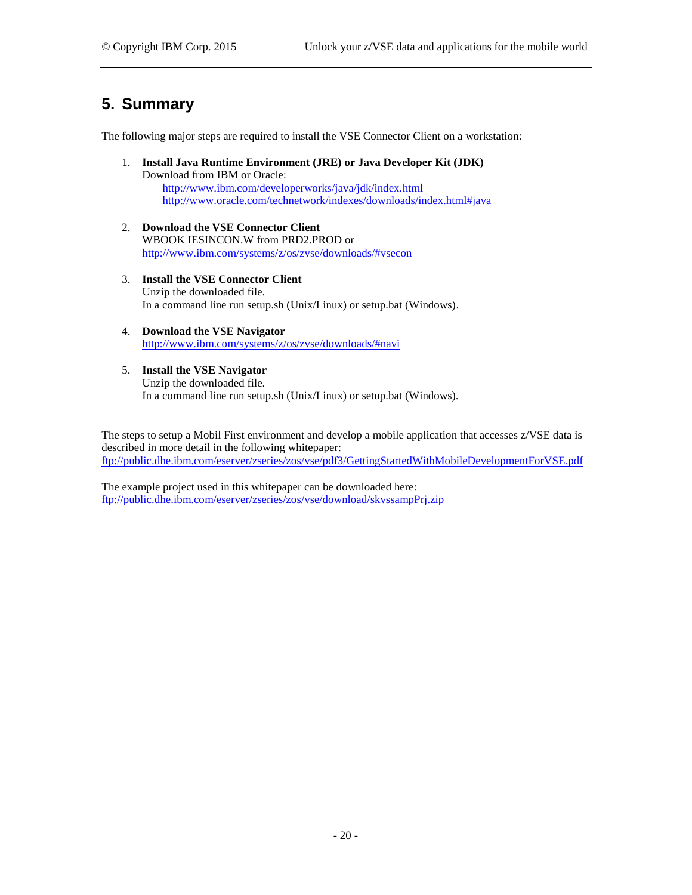## 5. Summary

The following major steps are required to install the VSE Connector Client on a workstation:

1. **Install Java Runtime Environment (JRE) or Java Developer Kit (JDK)**
   Download from IBM or Oracle:
   http://www.ibm.com/developerworks/java/jdk/index.html
   http://www.oracle.com/technetwork/indexes/downloads/index.html#java

2. **Download the VSE Connector Client**
   WBOOK IESINCON.W from PRD2.PROD or
   http://www.ibm.com/systems/z/os/zvse/downloads/#vsecon

3. **Install the VSE Connector Client**
   Unzip the downloaded file.
   In a command line run setup.sh (Unix/Linux) or setup.bat (Windows).

4. **Download the VSE Navigator**
   http://www.ibm.com/systems/z/os/zvse/downloads/#navi

5. **Install the VSE Navigator**
   Unzip the downloaded file.
   In a command line run setup.sh (Unix/Linux) or setup.bat (Windows).

The steps to setup a Mobil First environment and develop a mobile application that accesses z/VSE data is described in more detail in the following whitepaper:
ftp://public.dhe.ibm.com/eserver/zseries/zos/vse/pdf3/GettingStartedWithMobileDevelopmentForVSE.pdf

The example project used in this whitepaper can be downloaded here:
ftp://public.dhe.ibm.com/eserver/zseries/zos/vse/download/skvssampPrj.zip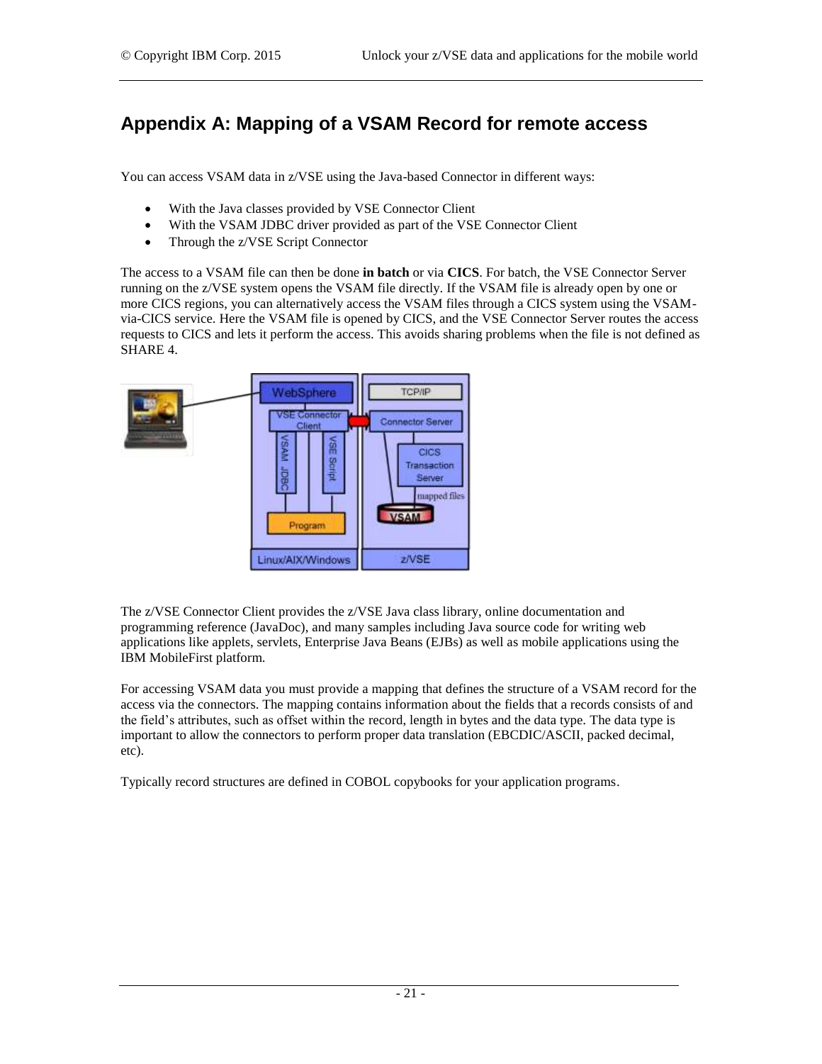# Appendix A: Mapping of a VSAM Record for remote access

You can access VSAM data in z/VSE using the Java-based Connector in different ways:

- With the Java classes provided by VSE Connector Client
- With the VSAM JDBC driver provided as part of the VSE Connector Client
- Through the z/VSE Script Connector

The access to a VSAM file can then be done **in batch** or via **CICS**. For batch, the VSE Connector Server running on the z/VSE system opens the VSAM file directly. If the VSAM file is already open by one or more CICS regions, you can alternatively access the VSAM files through a CICS system using the VSAM-via-CICS service. Here the VSAM file is opened by CICS, and the VSE Connector Server routes the access requests to CICS and lets it perform the access. This avoids sharing problems when the file is not defined as SHARE 4.

The z/VSE Connector Client provides the z/VSE Java class library, online documentation and programming reference (JavaDoc), and many samples including Java source code for writing web applications like applets, servlets, Enterprise Java Beans (EJBs) as well as mobile applications using the IBM MobileFirst platform.

For accessing VSAM data you must provide a mapping that defines the structure of a VSAM record for the access via the connectors. The mapping contains information about the fields that a records consists of and the field's attributes, such as offset within the record, length in bytes and the data type. The data type is important to allow the connectors to perform proper data translation (EBCDIC/ASCII, packed decimal, etc).

Typically record structures are defined in COBOL copybooks for your application programs.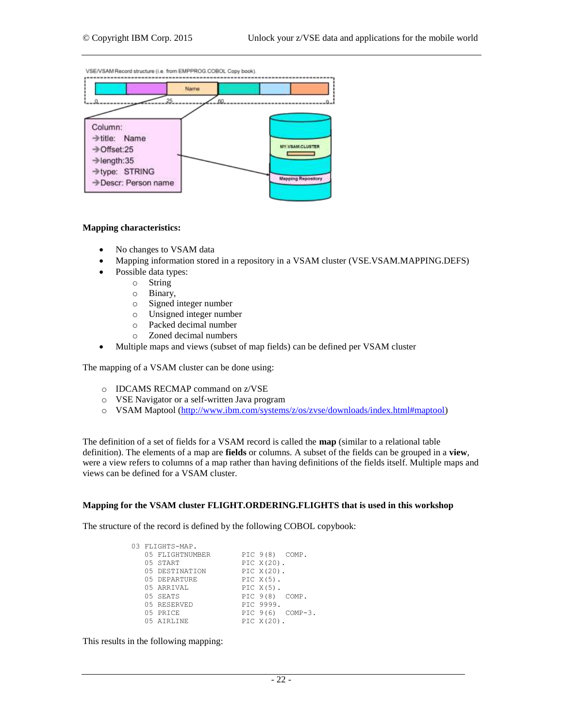VSE/VSAM Record structure (i.e. from EMPPROG.COBOL Copy book).

Name

0 25 60 0

Column:
→title: Name
→Offset:25
→length:35
→type: STRING
→Descr: Person name

MY.VSAM.CLUSTER

Mapping Repository

**Mapping characteristics:**

- No changes to VSAM data
- Mapping information stored in a repository in a VSAM cluster (VSE.VSAM.MAPPING.DEFS)
- Possible data types:
  - String
  - Binary,
  - Signed integer number
  - Unsigned integer number
  - Packed decimal number
  - Zoned decimal numbers
- Multiple maps and views (subset of map fields) can be defined per VSAM cluster

The mapping of a VSAM cluster can be done using:

- IDCAMS RECMAP command on z/VSE
- VSE Navigator or a self-written Java program
- VSAM Maptool (http://www.ibm.com/systems/z/os/zvse/downloads/index.html#maptool)

The definition of a set of fields for a VSAM record is called the **map** (similar to a relational table definition). The elements of a map are **fields** or columns. A subset of the fields can be grouped in a **view**, were a view refers to columns of a map rather than having definitions of the fields itself. Multiple maps and views can be defined for a VSAM cluster.

**Mapping for the VSAM cluster FLIGHT.ORDERING.FLIGHTS that is used in this workshop**

The structure of the record is defined by the following COBOL copybook:

```
03 FLIGHTS-MAP.
   05 FLIGHTNUMBER        PIC 9(8)  COMP.
   05 START               PIC X(20).
   05 DESTINATION         PIC X(20).
   05 DEPARTURE           PIC X(5).
   05 ARRIVAL             PIC X(5).
   05 SEATS               PIC 9(8)  COMP.
   05 RESERVED            PIC 9999.
   05 PRICE               PIC 9(6)  COMP-3.
   05 AIRLINE             PIC X(20).
```

This results in the following mapping: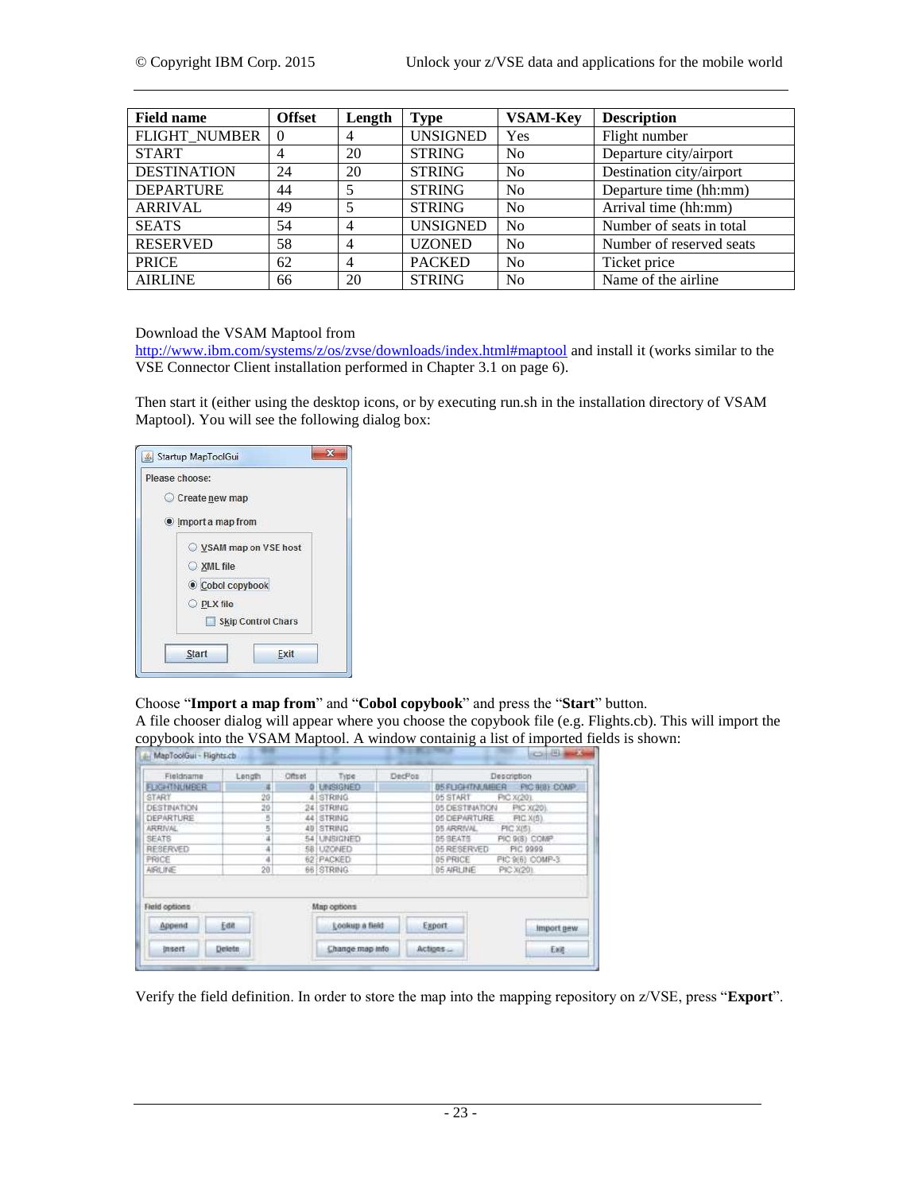| Field name | Offset | Length | Type | VSAM-Key | Description |
|---|---|---|---|---|---|
| FLIGHT_NUMBER | 0 | 4 | UNSIGNED | Yes | Flight number |
| START | 4 | 20 | STRING | No | Departure city/airport |
| DESTINATION | 24 | 20 | STRING | No | Destination city/airport |
| DEPARTURE | 44 | 5 | STRING | No | Departure time (hh:mm) |
| ARRIVAL | 49 | 5 | STRING | No | Arrival time (hh:mm) |
| SEATS | 54 | 4 | UNSIGNED | No | Number of seats in total |
| RESERVED | 58 | 4 | UZONED | No | Number of reserved seats |
| PRICE | 62 | 4 | PACKED | No | Ticket price |
| AIRLINE | 66 | 20 | STRING | No | Name of the airline |

Download the VSAM Maptool from http://www.ibm.com/systems/z/os/zvse/downloads/index.html#maptool and install it (works similar to the VSE Connector Client installation performed in Chapter 3.1 on page 6).

Then start it (either using the desktop icons, or by executing run.sh in the installation directory of VSAM Maptool). You will see the following dialog box:

Choose "**Import a map from**" and "**Cobol copybook**" and press the "**Start**" button.
A file chooser dialog will appear where you choose the copybook file (e.g. Flights.cb). This will import the copybook into the VSAM Maptool. A window containig a list of imported fields is shown:

Verify the field definition. In order to store the map into the mapping repository on z/VSE, press "**Export**".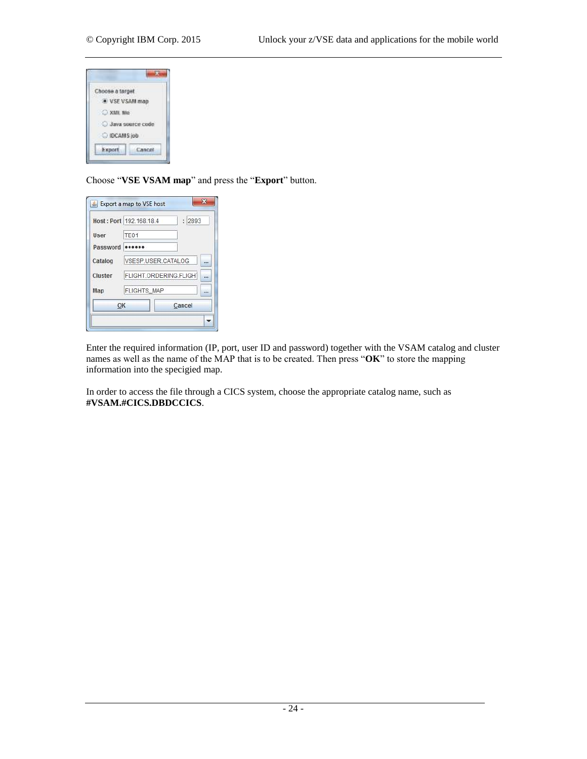Choose “**VSE VSAM map**” and press the “**Export**” button.

Enter the required information (IP, port, user ID and password) together with the VSAM catalog and cluster names as well as the name of the MAP that is to be created. Then press “**OK**” to store the mapping information into the specigied map.

In order to access the file through a CICS system, choose the appropriate catalog name, such as **#VSAM.#CICS.DBDCCICS**.